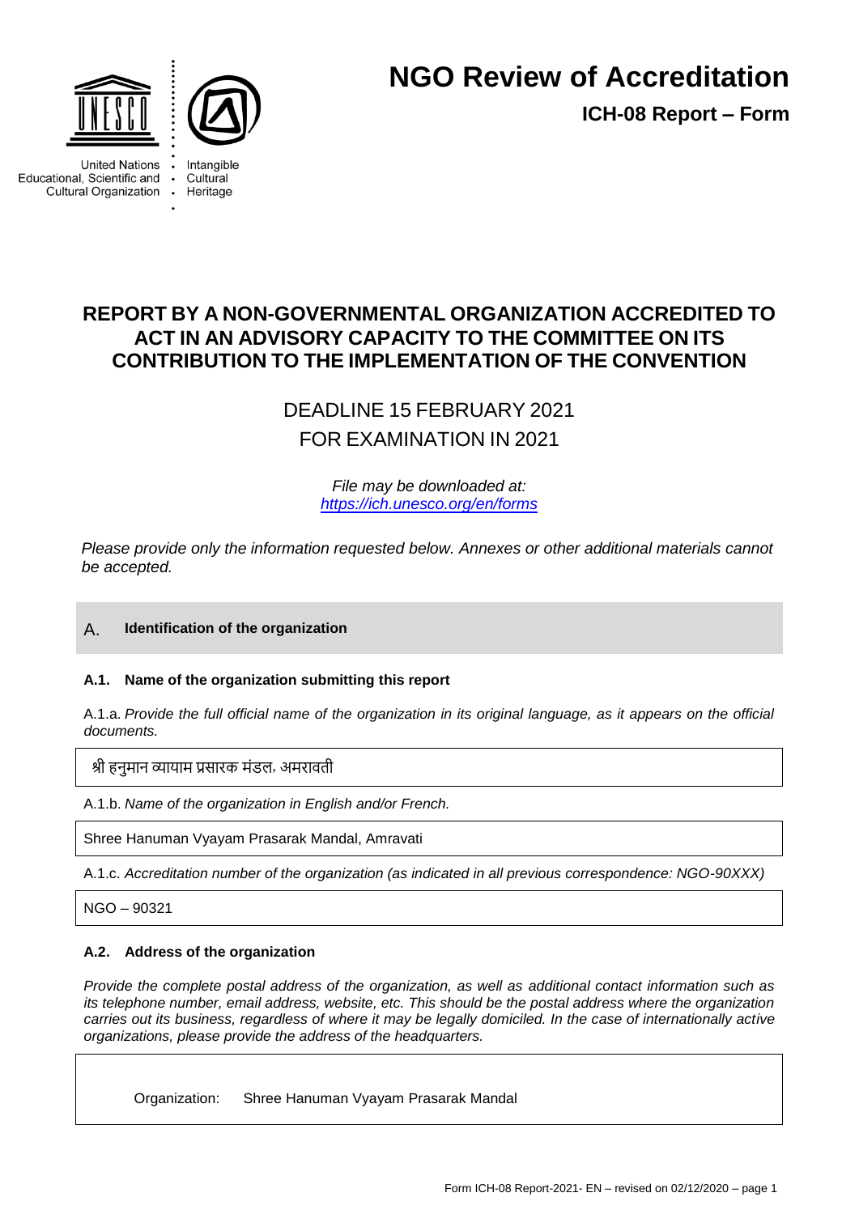# NGO Review of Accreditation

**ICH-08 Report – Form**

United Nations Educational, Scientific and Cultural Organization

Intangible Cultural Heritage

## REPORT BY A NON-GOVERNMENTAL ORGANIZATION ACCREDITED TO ACT IN AN ADVISORY CAPACITY TO THE COMMITTEE ON ITS CONTRIBUTION TO THE IMPLEMENTATION OF THE CONVENTION

DEADLINE 15 FEBRUARY 2021

FOR EXAMINATION IN 2021

*File may be downloaded at:*
*https://ich.unesco.org/en/forms*

*Please provide only the information requested below. Annexes or other additional materials cannot be accepted.*

## A. Identification of the organization

### A.1. Name of the organization submitting this report

A.1.a. *Provide the full official name of the organization in its original language, as it appears on the official documents.*

श्री हनुमान व्यायाम प्रसारक मंडल, अमरावती

A.1.b. *Name of the organization in English and/or French.*

Shree Hanuman Vyayam Prasarak Mandal, Amravati

A.1.c. *Accreditation number of the organization (as indicated in all previous correspondence: NGO-90XXX)*

NGO – 90321

### A.2. Address of the organization

*Provide the complete postal address of the organization, as well as additional contact information such as its telephone number, email address, website, etc. This should be the postal address where the organization carries out its business, regardless of where it may be legally domiciled. In the case of internationally active organizations, please provide the address of the headquarters.*

Organization: Shree Hanuman Vyayam Prasarak Mandal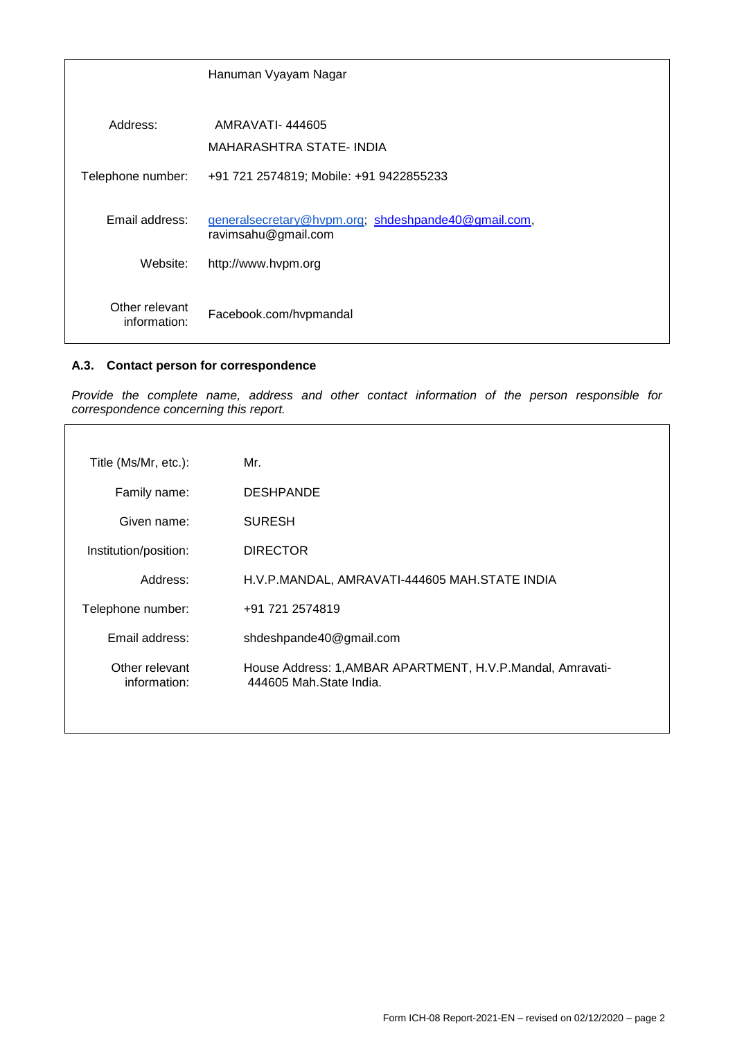| | |
|---|---|
| | Hanuman Vyayam Nagar |
| Address: | AMRAVATI- 444605<br>MAHARASHTRA STATE- INDIA |
| Telephone number: | +91 721 2574819; Mobile: +91 9422855233 |
| Email address: | generalsecretary@hvpm.org; shdeshpande40@gmail.com, ravimsahu@gmail.com |
| Website: | http://www.hvpm.org |
| Other relevant information: | Facebook.com/hvpmandal |

### A.3. Contact person for correspondence

*Provide the complete name, address and other contact information of the person responsible for correspondence concerning this report.*

| | |
|---|---|
| Title (Ms/Mr, etc.): | Mr. |
| Family name: | DESHPANDE |
| Given name: | SURESH |
| Institution/position: | DIRECTOR |
| Address: | H.V.P.MANDAL, AMRAVATI-444605 MAH.STATE INDIA |
| Telephone number: | +91 721 2574819 |
| Email address: | shdeshpande40@gmail.com |
| Other relevant information: | House Address: 1,AMBAR APARTMENT, H.V.P.Mandal, Amravati-444605 Mah.State India. |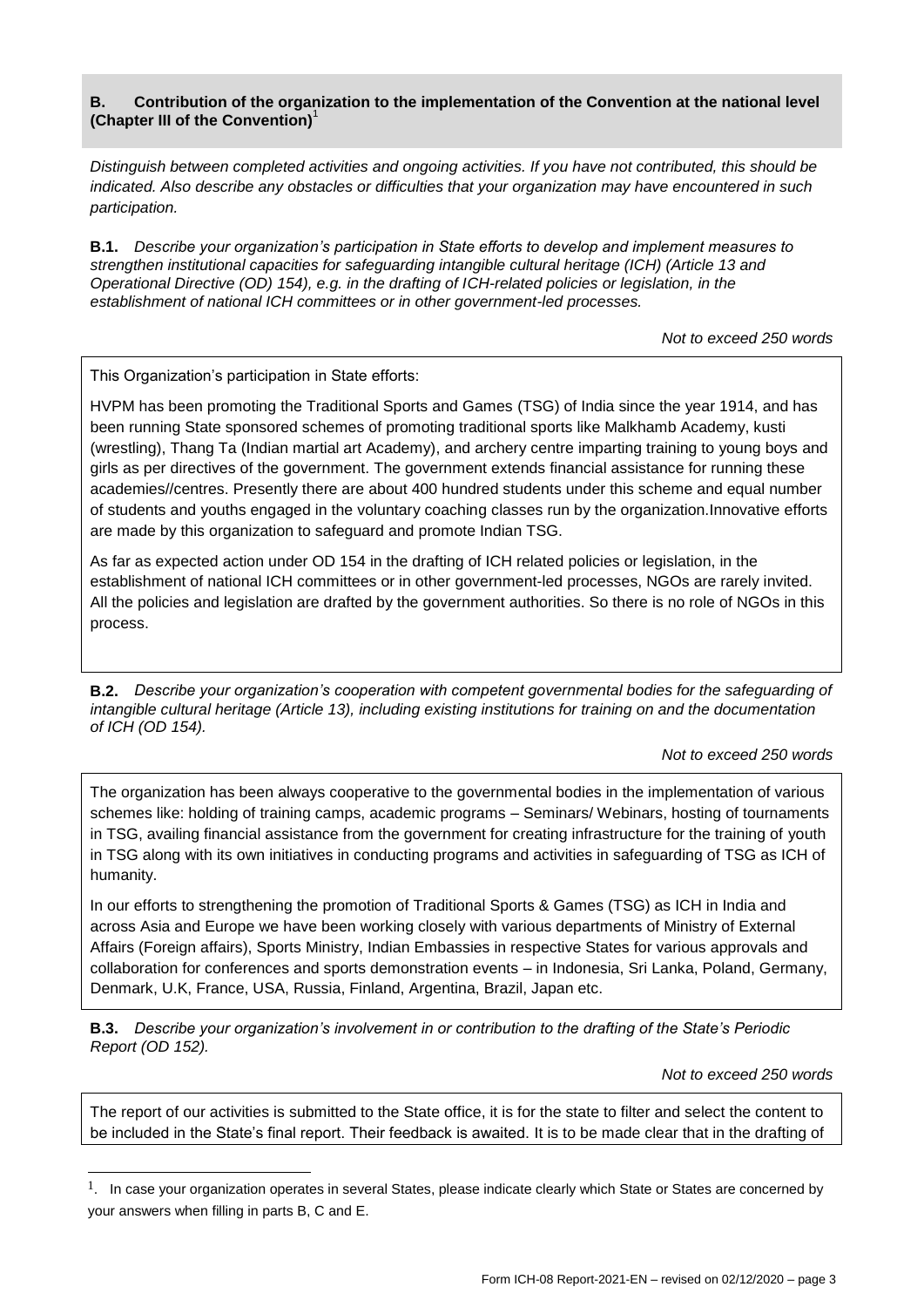### B. Contribution of the organization to the implementation of the Convention at the national level (Chapter III of the Convention)[1]

*Distinguish between completed activities and ongoing activities. If you have not contributed, this should be indicated. Also describe any obstacles or difficulties that your organization may have encountered in such participation.*

**B.1.** *Describe your organization's participation in State efforts to develop and implement measures to strengthen institutional capacities for safeguarding intangible cultural heritage (ICH) (Article 13 and Operational Directive (OD) 154), e.g. in the drafting of ICH-related policies or legislation, in the establishment of national ICH committees or in other government-led processes.*

*Not to exceed 250 words*

This Organization's participation in State efforts:

HVPM has been promoting the Traditional Sports and Games (TSG) of India since the year 1914, and has been running State sponsored schemes of promoting traditional sports like Malkhamb Academy, kusti (wrestling), Thang Ta (Indian martial art Academy), and archery centre imparting training to young boys and girls as per directives of the government. The government extends financial assistance for running these academies//centres. Presently there are about 400 hundred students under this scheme and equal number of students and youths engaged in the voluntary coaching classes run by the organization.Innovative efforts are made by this organization to safeguard and promote Indian TSG.

As far as expected action under OD 154 in the drafting of ICH related policies or legislation, in the establishment of national ICH committees or in other government-led processes, NGOs are rarely invited. All the policies and legislation are drafted by the government authorities. So there is no role of NGOs in this process.

**B.2.** *Describe your organization's cooperation with competent governmental bodies for the safeguarding of intangible cultural heritage (Article 13), including existing institutions for training on and the documentation of ICH (OD 154).*

*Not to exceed 250 words*

The organization has been always cooperative to the governmental bodies in the implementation of various schemes like: holding of training camps, academic programs – Seminars/ Webinars, hosting of tournaments in TSG, availing financial assistance from the government for creating infrastructure for the training of youth in TSG along with its own initiatives in conducting programs and activities in safeguarding of TSG as ICH of humanity.

In our efforts to strengthening the promotion of Traditional Sports & Games (TSG) as ICH in India and across Asia and Europe we have been working closely with various departments of Ministry of External Affairs (Foreign affairs), Sports Ministry, Indian Embassies in respective States for various approvals and collaboration for conferences and sports demonstration events – in Indonesia, Sri Lanka, Poland, Germany, Denmark, U.K, France, USA, Russia, Finland, Argentina, Brazil, Japan etc.

**B.3.** *Describe your organization's involvement in or contribution to the drafting of the State's Periodic Report (OD 152).*

*Not to exceed 250 words*

The report of our activities is submitted to the State office, it is for the state to filter and select the content to be included in the State's final report. Their feedback is awaited. It is to be made clear that in the drafting of

---

[1]. In case your organization operates in several States, please indicate clearly which State or States are concerned by your answers when filling in parts B, C and E.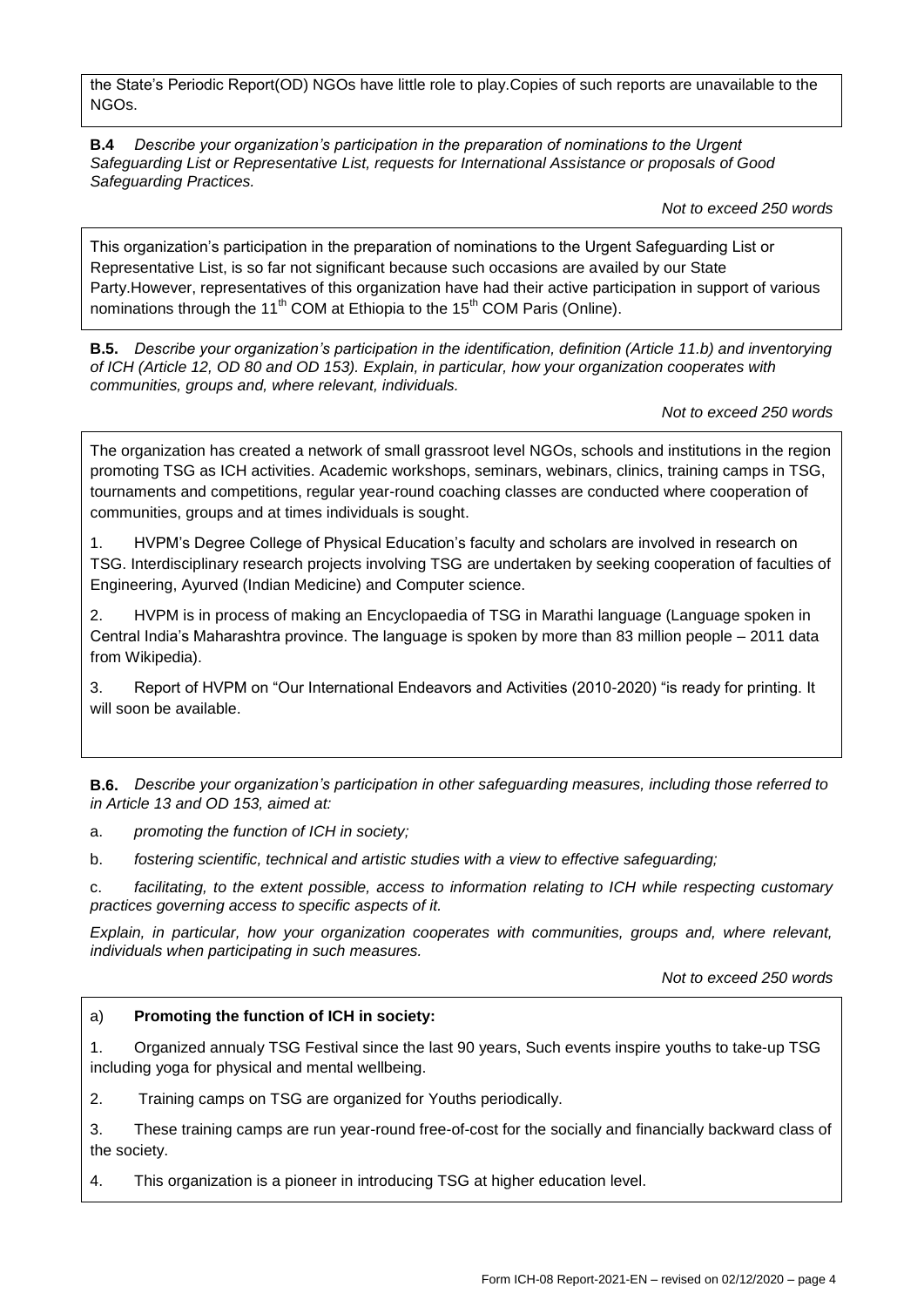the State's Periodic Report(OD) NGOs have little role to play.Copies of such reports are unavailable to the NGOs.

**B.4** *Describe your organization's participation in the preparation of nominations to the Urgent Safeguarding List or Representative List, requests for International Assistance or proposals of Good Safeguarding Practices.*

*Not to exceed 250 words*

This organization's participation in the preparation of nominations to the Urgent Safeguarding List or Representative List, is so far not significant because such occasions are availed by our State Party.However, representatives of this organization have had their active participation in support of various nominations through the 11th COM at Ethiopia to the 15th COM Paris (Online).

**B.5.** *Describe your organization's participation in the identification, definition (Article 11.b) and inventorying of ICH (Article 12, OD 80 and OD 153). Explain, in particular, how your organization cooperates with communities, groups and, where relevant, individuals.*

*Not to exceed 250 words*

The organization has created a network of small grassroot level NGOs, schools and institutions in the region promoting TSG as ICH activities. Academic workshops, seminars, webinars, clinics, training camps in TSG, tournaments and competitions, regular year-round coaching classes are conducted where cooperation of communities, groups and at times individuals is sought.

1. HVPM's Degree College of Physical Education's faculty and scholars are involved in research on TSG. Interdisciplinary research projects involving TSG are undertaken by seeking cooperation of faculties of Engineering, Ayurved (Indian Medicine) and Computer science.

2. HVPM is in process of making an Encyclopaedia of TSG in Marathi language (Language spoken in Central India's Maharashtra province. The language is spoken by more than 83 million people – 2011 data from Wikipedia).

3. Report of HVPM on "Our International Endeavors and Activities (2010-2020) "is ready for printing. It will soon be available.

**B.6.** *Describe your organization's participation in other safeguarding measures, including those referred to in Article 13 and OD 153, aimed at:*

a. *promoting the function of ICH in society;*

b. *fostering scientific, technical and artistic studies with a view to effective safeguarding;*

c. *facilitating, to the extent possible, access to information relating to ICH while respecting customary practices governing access to specific aspects of it.*

*Explain, in particular, how your organization cooperates with communities, groups and, where relevant, individuals when participating in such measures.*

*Not to exceed 250 words*

a) **Promoting the function of ICH in society:**

1. Organized annualy TSG Festival since the last 90 years, Such events inspire youths to take-up TSG including yoga for physical and mental wellbeing.

2. Training camps on TSG are organized for Youths periodically.

3. These training camps are run year-round free-of-cost for the socially and financially backward class of the society.

4. This organization is a pioneer in introducing TSG at higher education level.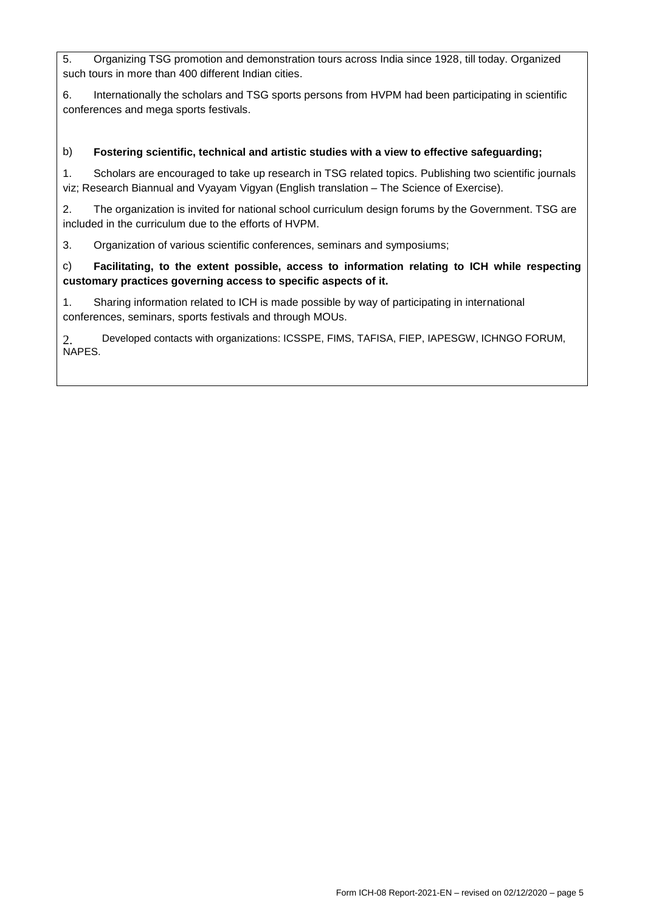5. Organizing TSG promotion and demonstration tours across India since 1928, till today. Organized such tours in more than 400 different Indian cities.

6. Internationally the scholars and TSG sports persons from HVPM had been participating in scientific conferences and mega sports festivals.

b) **Fostering scientific, technical and artistic studies with a view to effective safeguarding;**

1. Scholars are encouraged to take up research in TSG related topics. Publishing two scientific journals viz; Research Biannual and Vyayam Vigyan (English translation – The Science of Exercise).

2. The organization is invited for national school curriculum design forums by the Government. TSG are included in the curriculum due to the efforts of HVPM.

3. Organization of various scientific conferences, seminars and symposiums;

c) **Facilitating, to the extent possible, access to information relating to ICH while respecting customary practices governing access to specific aspects of it.**

1. Sharing information related to ICH is made possible by way of participating in international conferences, seminars, sports festivals and through MOUs.

2. Developed contacts with organizations: ICSSPE, FIMS, TAFISA, FIEP, IAPESGW, ICHNGO FORUM, NAPES.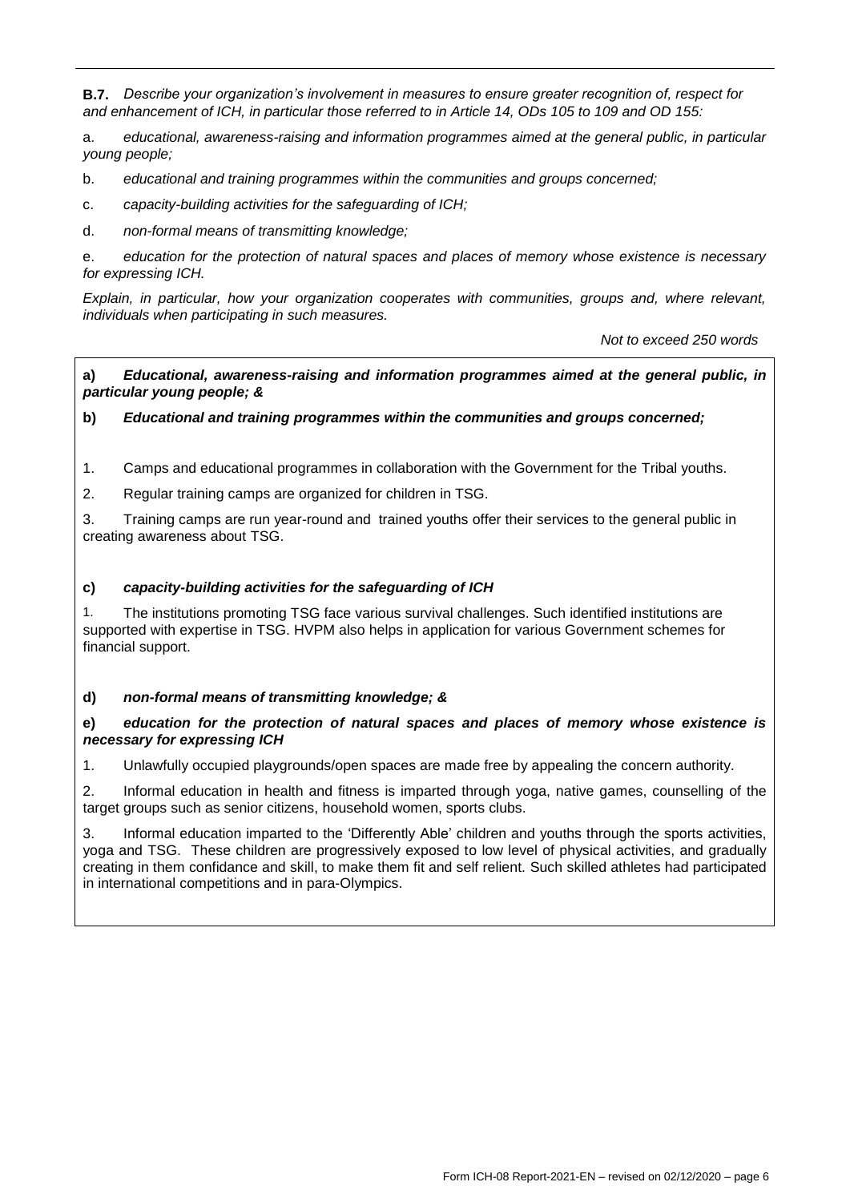**B.7.** *Describe your organization's involvement in measures to ensure greater recognition of, respect for and enhancement of ICH, in particular those referred to in Article 14, ODs 105 to 109 and OD 155:*

a. *educational, awareness-raising and information programmes aimed at the general public, in particular young people;*

b. *educational and training programmes within the communities and groups concerned;*

c. *capacity-building activities for the safeguarding of ICH;*

d. *non-formal means of transmitting knowledge;*

e. *education for the protection of natural spaces and places of memory whose existence is necessary for expressing ICH.*

*Explain, in particular, how your organization cooperates with communities, groups and, where relevant, individuals when participating in such measures.*

*Not to exceed 250 words*

**a) *Educational, awareness-raising and information programmes aimed at the general public, in particular young people; &***

**b) *Educational and training programmes within the communities and groups concerned;***

1. Camps and educational programmes in collaboration with the Government for the Tribal youths.
2. Regular training camps are organized for children in TSG.
3. Training camps are run year-round and trained youths offer their services to the general public in creating awareness about TSG.

**c) *capacity-building activities for the safeguarding of ICH***

1. The institutions promoting TSG face various survival challenges. Such identified institutions are supported with expertise in TSG. HVPM also helps in application for various Government schemes for financial support.

**d) *non-formal means of transmitting knowledge; &***

**e) *education for the protection of natural spaces and places of memory whose existence is necessary for expressing ICH***

1. Unlawfully occupied playgrounds/open spaces are made free by appealing the concern authority.
2. Informal education in health and fitness is imparted through yoga, native games, counselling of the target groups such as senior citizens, household women, sports clubs.
3. Informal education imparted to the 'Differently Able' children and youths through the sports activities, yoga and TSG. These children are progressively exposed to low level of physical activities, and gradually creating in them confidance and skill, to make them fit and self relient. Such skilled athletes had participated in international competitions and in para-Olympics.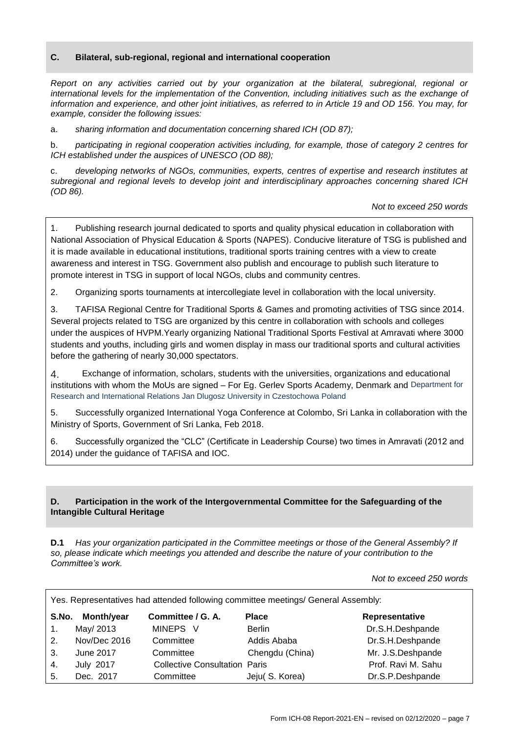### C. Bilateral, sub-regional, regional and international cooperation

*Report on any activities carried out by your organization at the bilateral, subregional, regional or international levels for the implementation of the Convention, including initiatives such as the exchange of information and experience, and other joint initiatives, as referred to in Article 19 and OD 156. You may, for example, consider the following issues:*

a. *sharing information and documentation concerning shared ICH (OD 87);*

b. *participating in regional cooperation activities including, for example, those of category 2 centres for ICH established under the auspices of UNESCO (OD 88);*

c. *developing networks of NGOs, communities, experts, centres of expertise and research institutes at subregional and regional levels to develop joint and interdisciplinary approaches concerning shared ICH (OD 86).*

*Not to exceed 250 words*

1. Publishing research journal dedicated to sports and quality physical education in collaboration with National Association of Physical Education & Sports (NAPES). Conducive literature of TSG is published and it is made available in educational institutions, traditional sports training centres with a view to create awareness and interest in TSG. Government also publish and encourage to publish such literature to promote interest in TSG in support of local NGOs, clubs and community centres.

2. Organizing sports tournaments at intercollegiate level in collaboration with the local university.

3. TAFISA Regional Centre for Traditional Sports & Games and promoting activities of TSG since 2014. Several projects related to TSG are organized by this centre in collaboration with schools and colleges under the auspices of HVPM.Yearly organizing National Traditional Sports Festival at Amravati where 3000 students and youths, including girls and women display in mass our traditional sports and cultural activities before the gathering of nearly 30,000 spectators.

4. Exchange of information, scholars, students with the universities, organizations and educational institutions with whom the MoUs are signed – For Eg. Gerlev Sports Academy, Denmark and Department for Research and International Relations Jan Dlugosz University in Czestochowa Poland

5. Successfully organized International Yoga Conference at Colombo, Sri Lanka in collaboration with the Ministry of Sports, Government of Sri Lanka, Feb 2018.

6. Successfully organized the "CLC" (Certificate in Leadership Course) two times in Amravati (2012 and 2014) under the guidance of TAFISA and IOC.

### D. Participation in the work of the Intergovernmental Committee for the Safeguarding of the Intangible Cultural Heritage

**D.1** *Has your organization participated in the Committee meetings or those of the General Assembly? If so, please indicate which meetings you attended and describe the nature of your contribution to the Committee's work.*

*Not to exceed 250 words*

Yes. Representatives had attended following committee meetings/ General Assembly:

| S.No. | Month/year | Committee / G. A. | Place | Representative |
|---|---|---|---|---|
| 1. | May/ 2013 | MINEPS V | Berlin | Dr.S.H.Deshpande |
| 2. | Nov/Dec 2016 | Committee | Addis Ababa | Dr.S.H.Deshpande |
| 3. | June 2017 | Committee | Chengdu (China) | Mr. J.S.Deshpande |
| 4. | July 2017 | Collective Consultation | Paris | Prof. Ravi M. Sahu |
| 5. | Dec. 2017 | Committee | Jeju( S. Korea) | Dr.S.P.Deshpande |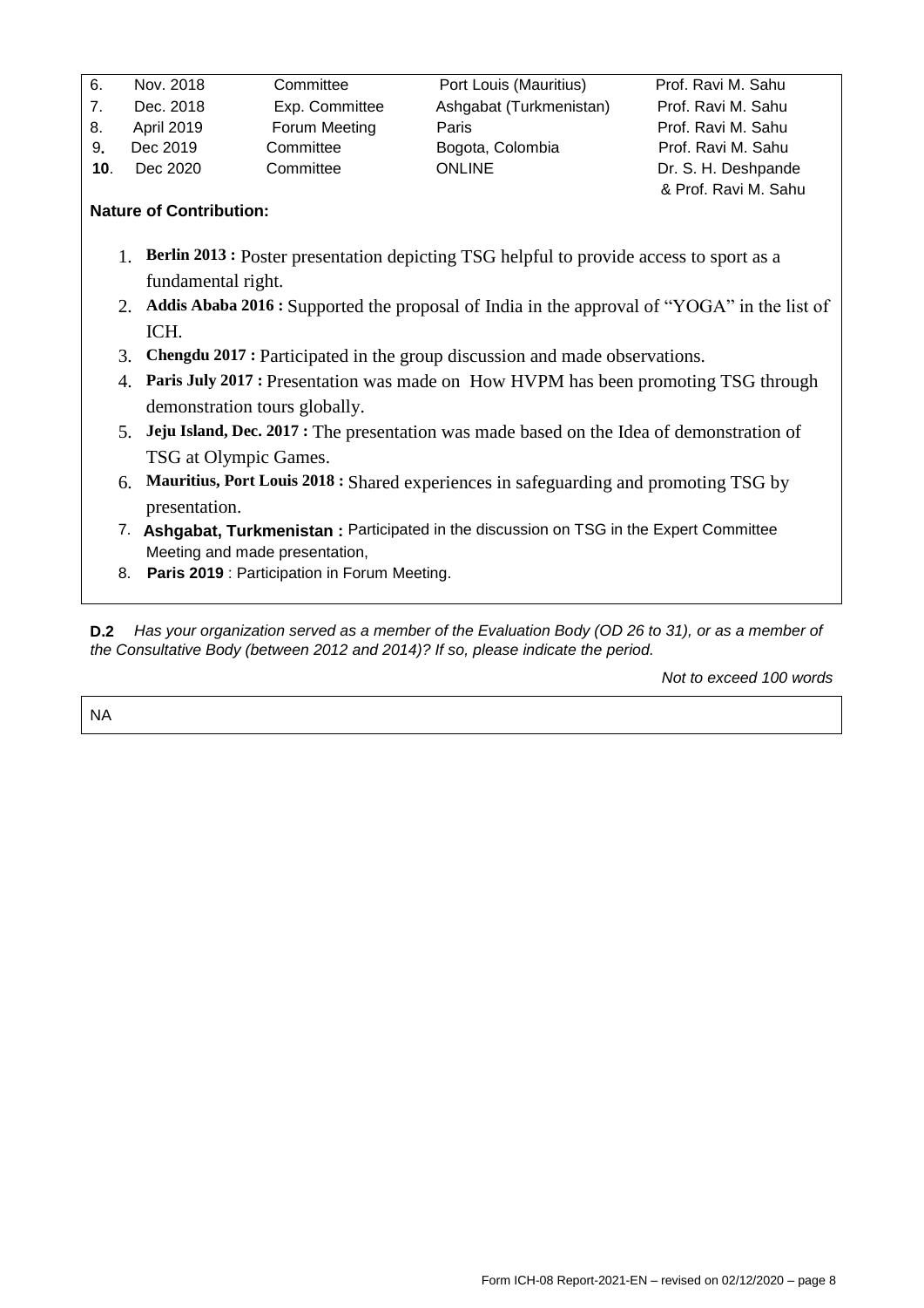| | | | | |
|---|---|---|---|---|
| 6. | Nov. 2018 | Committee | Port Louis (Mauritius) | Prof. Ravi M. Sahu |
| 7. | Dec. 2018 | Exp. Committee | Ashgabat (Turkmenistan) | Prof. Ravi M. Sahu |
| 8. | April 2019 | Forum Meeting | Paris | Prof. Ravi M. Sahu |
| 9. | Dec 2019 | Committee | Bogota, Colombia | Prof. Ravi M. Sahu |
| **10**. | Dec 2020 | Committee | ONLINE | Dr. S. H. Deshpande & Prof. Ravi M. Sahu |

**Nature of Contribution:**

1. **Berlin 2013 :** Poster presentation depicting TSG helpful to provide access to sport as a fundamental right.
2. **Addis Ababa 2016 :** Supported the proposal of India in the approval of "YOGA" in the list of ICH.
3. **Chengdu 2017 :** Participated in the group discussion and made observations.
4. **Paris July 2017 :** Presentation was made on How HVPM has been promoting TSG through demonstration tours globally.
5. **Jeju Island, Dec. 2017 :** The presentation was made based on the Idea of demonstration of TSG at Olympic Games.
6. **Mauritius, Port Louis 2018 :** Shared experiences in safeguarding and promoting TSG by presentation.
7. **Ashgabat, Turkmenistan :** Participated in the discussion on TSG in the Expert Committee Meeting and made presentation,
8. **Paris 2019** : Participation in Forum Meeting.

**D.2** *Has your organization served as a member of the Evaluation Body (OD 26 to 31), or as a member of the Consultative Body (between 2012 and 2014)? If so, please indicate the period.*

*Not to exceed 100 words*

NA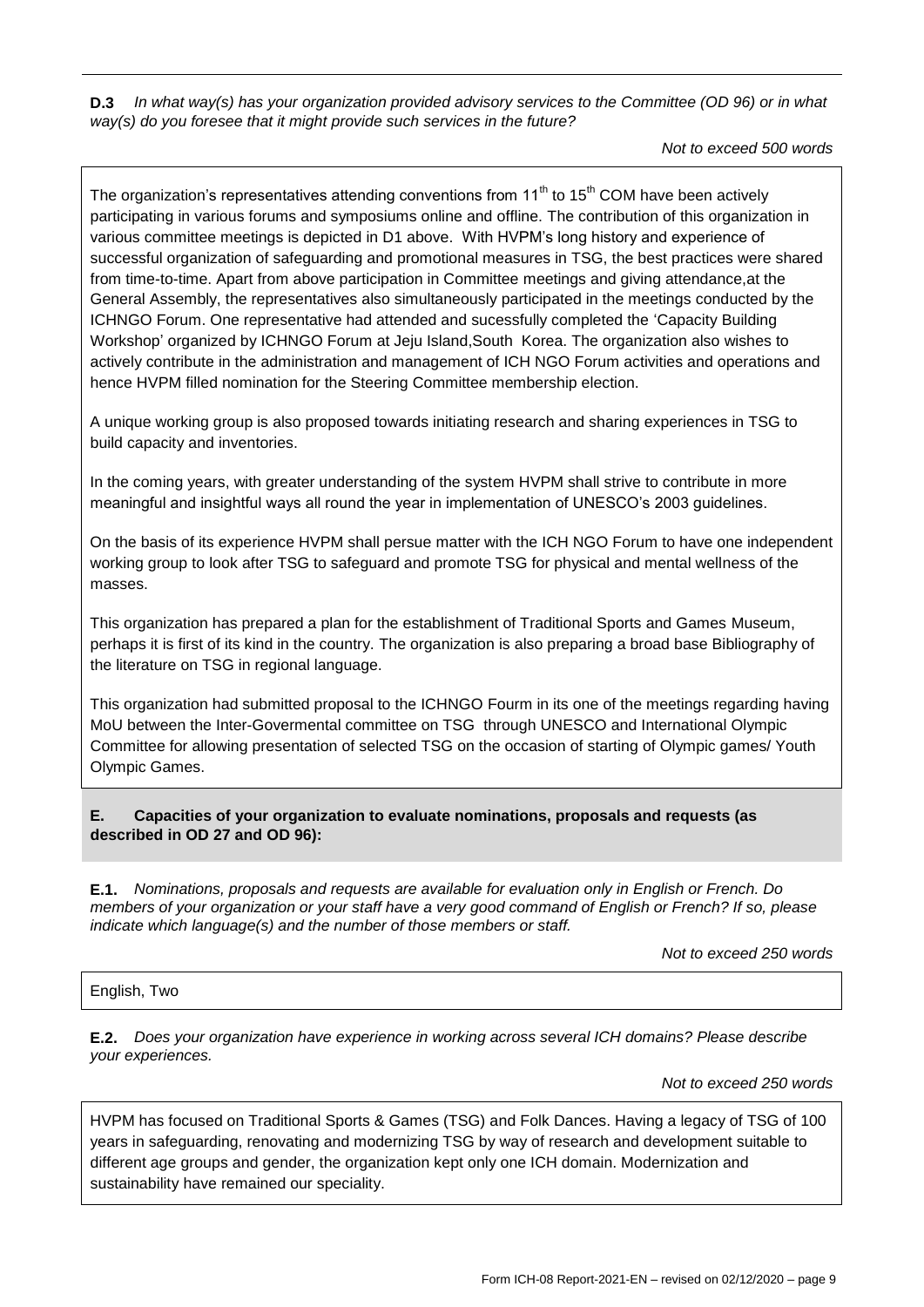**D.3** *In what way(s) has your organization provided advisory services to the Committee (OD 96) or in what way(s) do you foresee that it might provide such services in the future?*

*Not to exceed 500 words*

The organization's representatives attending conventions from 11th to 15th COM have been actively participating in various forums and symposiums online and offline. The contribution of this organization in various committee meetings is depicted in D1 above. With HVPM's long history and experience of successful organization of safeguarding and promotional measures in TSG, the best practices were shared from time-to-time. Apart from above participation in Committee meetings and giving attendance,at the General Assembly, the representatives also simultaneously participated in the meetings conducted by the ICHNGO Forum. One representative had attended and sucessfully completed the 'Capacity Building Workshop' organized by ICHNGO Forum at Jeju Island,South Korea. The organization also wishes to actively contribute in the administration and management of ICH NGO Forum activities and operations and hence HVPM filled nomination for the Steering Committee membership election.

A unique working group is also proposed towards initiating research and sharing experiences in TSG to build capacity and inventories.

In the coming years, with greater understanding of the system HVPM shall strive to contribute in more meaningful and insightful ways all round the year in implementation of UNESCO's 2003 guidelines.

On the basis of its experience HVPM shall persue matter with the ICH NGO Forum to have one independent working group to look after TSG to safeguard and promote TSG for physical and mental wellness of the masses.

This organization has prepared a plan for the establishment of Traditional Sports and Games Museum, perhaps it is first of its kind in the country. The organization is also preparing a broad base Bibliography of the literature on TSG in regional language.

This organization had submitted proposal to the ICHNGO Fourm in its one of the meetings regarding having MoU between the Inter-Govermental committee on TSG through UNESCO and International Olympic Committee for allowing presentation of selected TSG on the occasion of starting of Olympic games/ Youth Olympic Games.

## E. Capacities of your organization to evaluate nominations, proposals and requests (as described in OD 27 and OD 96):

**E.1.** *Nominations, proposals and requests are available for evaluation only in English or French. Do members of your organization or your staff have a very good command of English or French? If so, please indicate which language(s) and the number of those members or staff.*

*Not to exceed 250 words*

English, Two

**E.2.** *Does your organization have experience in working across several ICH domains? Please describe your experiences.*

*Not to exceed 250 words*

HVPM has focused on Traditional Sports & Games (TSG) and Folk Dances. Having a legacy of TSG of 100 years in safeguarding, renovating and modernizing TSG by way of research and development suitable to different age groups and gender, the organization kept only one ICH domain. Modernization and sustainability have remained our speciality.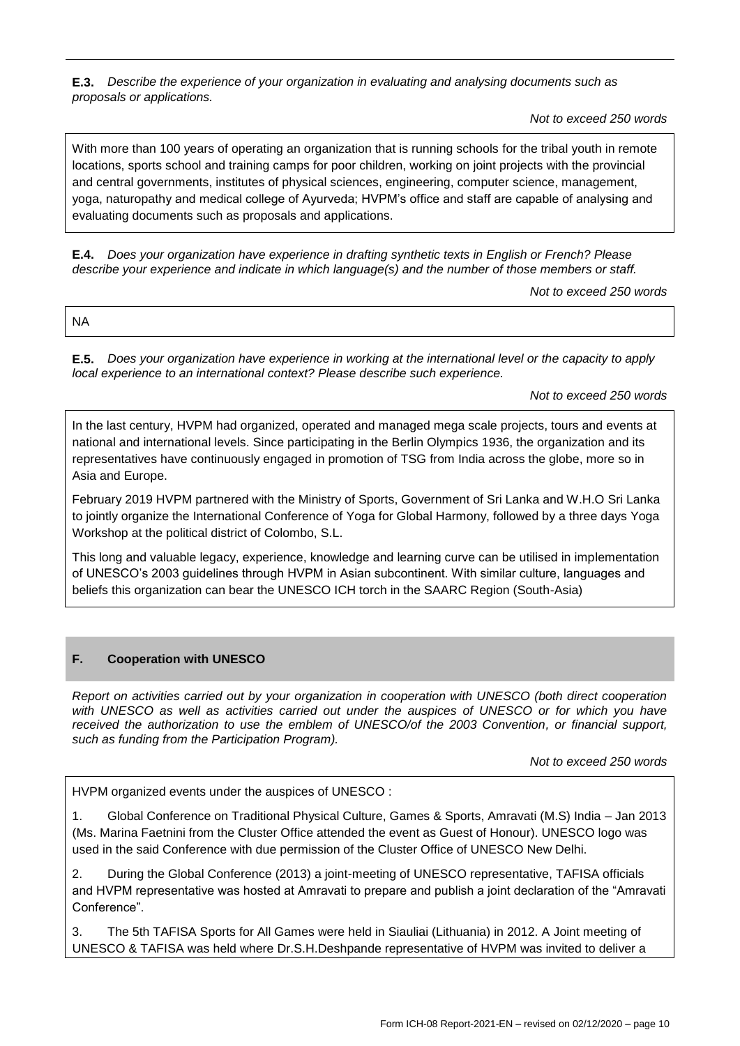**E.3.** *Describe the experience of your organization in evaluating and analysing documents such as proposals or applications.*

*Not to exceed 250 words*

With more than 100 years of operating an organization that is running schools for the tribal youth in remote locations, sports school and training camps for poor children, working on joint projects with the provincial and central governments, institutes of physical sciences, engineering, computer science, management, yoga, naturopathy and medical college of Ayurveda; HVPM's office and staff are capable of analysing and evaluating documents such as proposals and applications.

**E.4.** *Does your organization have experience in drafting synthetic texts in English or French? Please describe your experience and indicate in which language(s) and the number of those members or staff.*

*Not to exceed 250 words*

NA

**E.5.** *Does your organization have experience in working at the international level or the capacity to apply local experience to an international context? Please describe such experience.*

*Not to exceed 250 words*

In the last century, HVPM had organized, operated and managed mega scale projects, tours and events at national and international levels. Since participating in the Berlin Olympics 1936, the organization and its representatives have continuously engaged in promotion of TSG from India across the globe, more so in Asia and Europe.

February 2019 HVPM partnered with the Ministry of Sports, Government of Sri Lanka and W.H.O Sri Lanka to jointly organize the International Conference of Yoga for Global Harmony, followed by a three days Yoga Workshop at the political district of Colombo, S.L.

This long and valuable legacy, experience, knowledge and learning curve can be utilised in implementation of UNESCO's 2003 guidelines through HVPM in Asian subcontinent. With similar culture, languages and beliefs this organization can bear the UNESCO ICH torch in the SAARC Region (South-Asia)

## F. Cooperation with UNESCO

*Report on activities carried out by your organization in cooperation with UNESCO (both direct cooperation with UNESCO as well as activities carried out under the auspices of UNESCO or for which you have received the authorization to use the emblem of UNESCO/of the 2003 Convention, or financial support, such as funding from the Participation Program).*

*Not to exceed 250 words*

HVPM organized events under the auspices of UNESCO :

1. Global Conference on Traditional Physical Culture, Games & Sports, Amravati (M.S) India – Jan 2013 (Ms. Marina Faetnini from the Cluster Office attended the event as Guest of Honour). UNESCO logo was used in the said Conference with due permission of the Cluster Office of UNESCO New Delhi.

2. During the Global Conference (2013) a joint-meeting of UNESCO representative, TAFISA officials and HVPM representative was hosted at Amravati to prepare and publish a joint declaration of the "Amravati Conference".

3. The 5th TAFISA Sports for All Games were held in Siauliai (Lithuania) in 2012. A Joint meeting of UNESCO & TAFISA was held where Dr.S.H.Deshpande representative of HVPM was invited to deliver a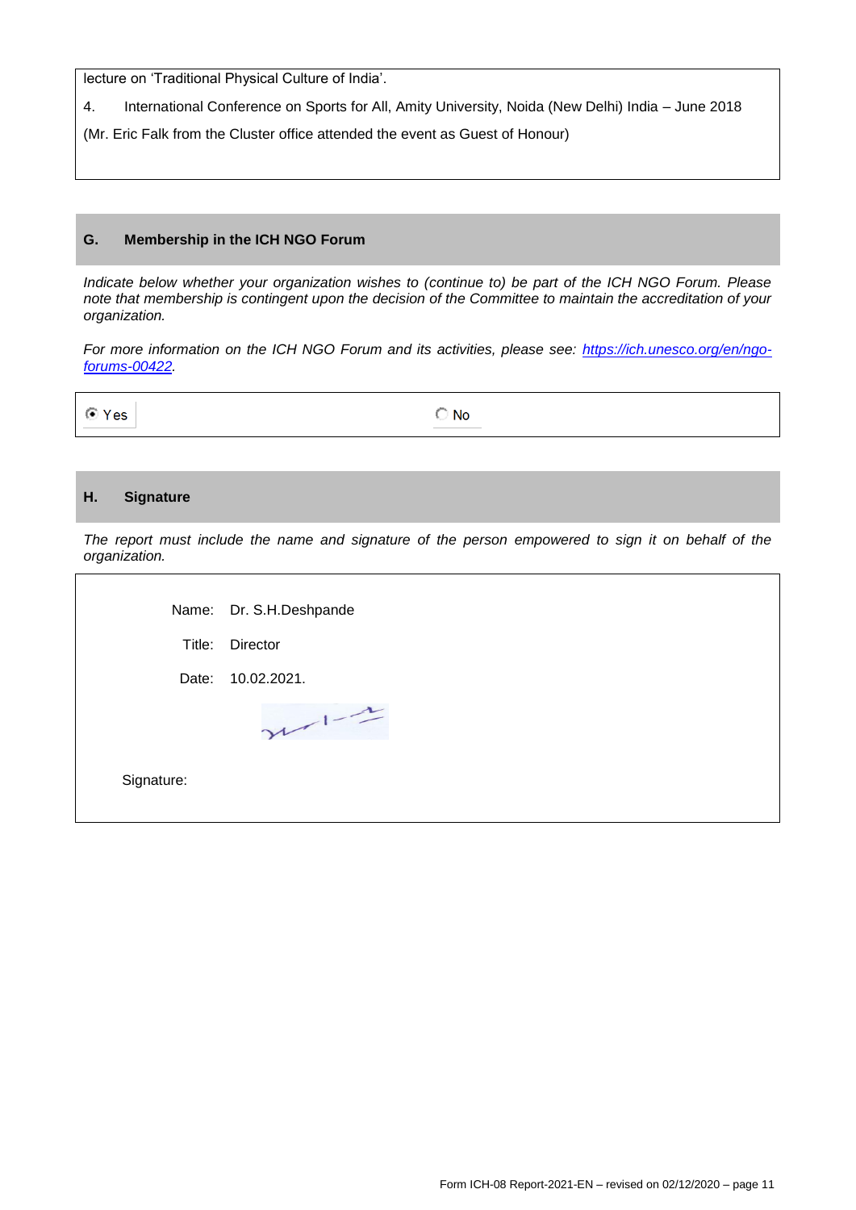lecture on 'Traditional Physical Culture of India'.

4. International Conference on Sports for All, Amity University, Noida (New Delhi) India – June 2018

(Mr. Eric Falk from the Cluster office attended the event as Guest of Honour)

## G. Membership in the ICH NGO Forum

*Indicate below whether your organization wishes to (continue to) be part of the ICH NGO Forum. Please note that membership is contingent upon the decision of the Committee to maintain the accreditation of your organization.*

*For more information on the ICH NGO Forum and its activities, please see: https://ich.unesco.org/en/ngo-forums-00422.*

- [x] Yes
- [ ] No

## H. Signature

*The report must include the name and signature of the person empowered to sign it on behalf of the organization.*

Name: Dr. S.H.Deshpande

Title: Director

Date: 10.02.2021.

Signature: